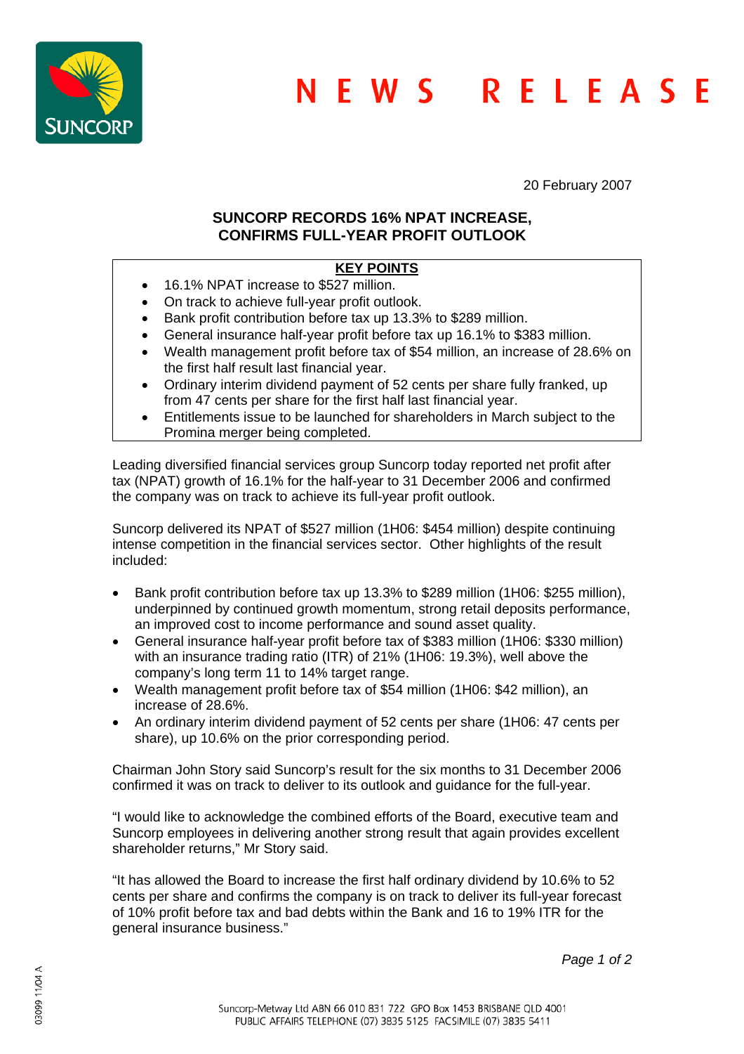# NEWS RELEASE

20 February 2007

## SUNCORP RECORDS 16% NPAT INCREASE, CONFIRMS FULL-YEAR PROFIT OUTLOOK

**KEY POINTS**

- 16.1% NPAT increase to $527 million.
- On track to achieve full-year profit outlook.
- Bank profit contribution before tax up 13.3% to $289 million.
- General insurance half-year profit before tax up 16.1% to $383 million.
- Wealth management profit before tax of $54 million, an increase of 28.6% on the first half result last financial year.
- Ordinary interim dividend payment of 52 cents per share fully franked, up from 47 cents per share for the first half last financial year.
- Entitlements issue to be launched for shareholders in March subject to the Promina merger being completed.

Leading diversified financial services group Suncorp today reported net profit after tax (NPAT) growth of 16.1% for the half-year to 31 December 2006 and confirmed the company was on track to achieve its full-year profit outlook.

Suncorp delivered its NPAT of $527 million (1H06: $454 million) despite continuing intense competition in the financial services sector. Other highlights of the result included:

- Bank profit contribution before tax up 13.3% to $289 million (1H06: $255 million), underpinned by continued growth momentum, strong retail deposits performance, an improved cost to income performance and sound asset quality.
- General insurance half-year profit before tax of $383 million (1H06: $330 million) with an insurance trading ratio (ITR) of 21% (1H06: 19.3%), well above the company's long term 11 to 14% target range.
- Wealth management profit before tax of $54 million (1H06: $42 million), an increase of 28.6%.
- An ordinary interim dividend payment of 52 cents per share (1H06: 47 cents per share), up 10.6% on the prior corresponding period.

Chairman John Story said Suncorp's result for the six months to 31 December 2006 confirmed it was on track to deliver to its outlook and guidance for the full-year.

"I would like to acknowledge the combined efforts of the Board, executive team and Suncorp employees in delivering another strong result that again provides excellent shareholder returns," Mr Story said.

"It has allowed the Board to increase the first half ordinary dividend by 10.6% to 52 cents per share and confirms the company is on track to deliver its full-year forecast of 10% profit before tax and bad debts within the Bank and 16 to 19% ITR for the general insurance business."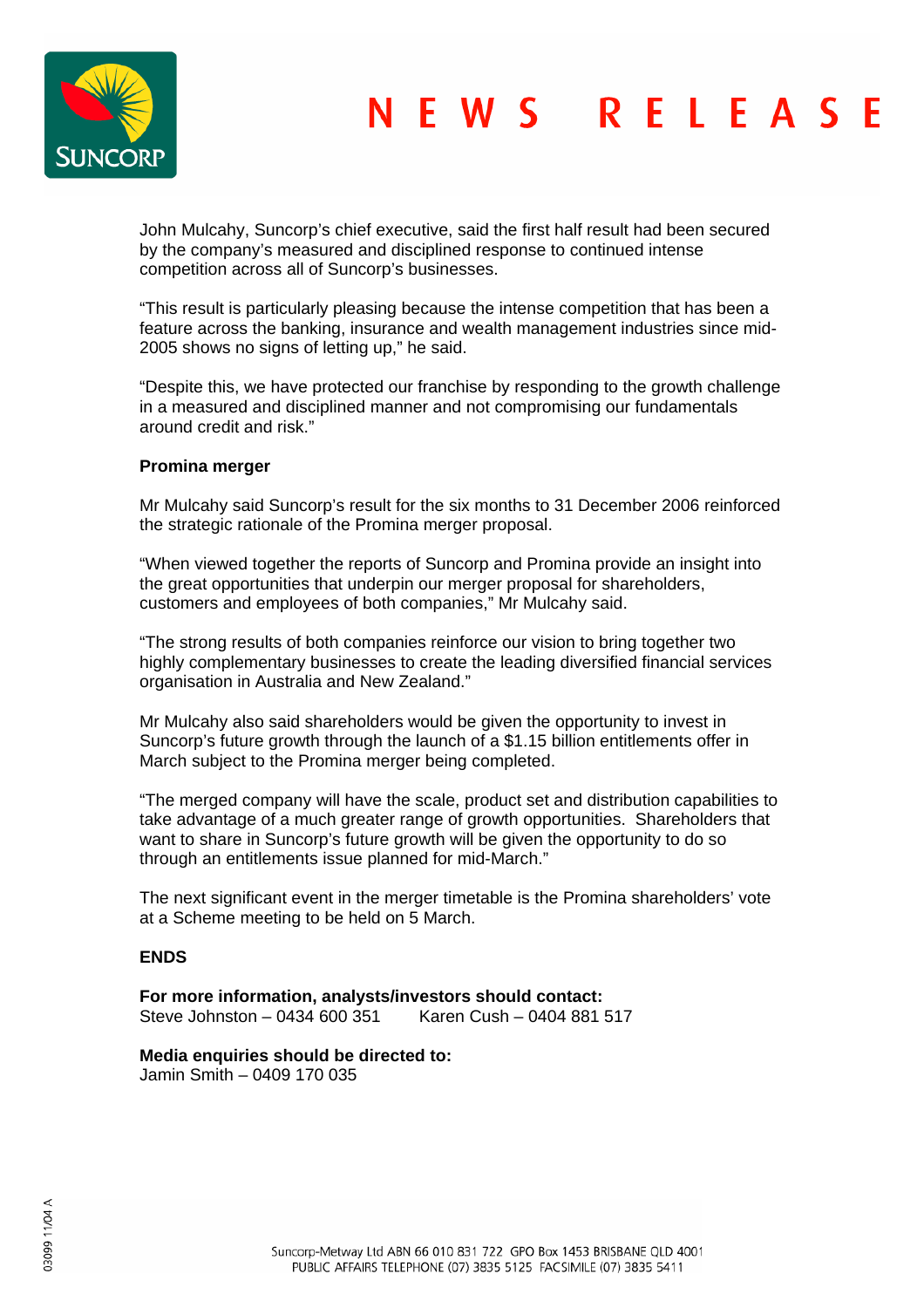# NEWS RELEASE

John Mulcahy, Suncorp's chief executive, said the first half result had been secured by the company's measured and disciplined response to continued intense competition across all of Suncorp's businesses.

"This result is particularly pleasing because the intense competition that has been a feature across the banking, insurance and wealth management industries since mid-2005 shows no signs of letting up," he said.

"Despite this, we have protected our franchise by responding to the growth challenge in a measured and disciplined manner and not compromising our fundamentals around credit and risk."

**Promina merger**

Mr Mulcahy said Suncorp's result for the six months to 31 December 2006 reinforced the strategic rationale of the Promina merger proposal.

"When viewed together the reports of Suncorp and Promina provide an insight into the great opportunities that underpin our merger proposal for shareholders, customers and employees of both companies," Mr Mulcahy said.

"The strong results of both companies reinforce our vision to bring together two highly complementary businesses to create the leading diversified financial services organisation in Australia and New Zealand."

Mr Mulcahy also said shareholders would be given the opportunity to invest in Suncorp's future growth through the launch of a $1.15 billion entitlements offer in March subject to the Promina merger being completed.

"The merged company will have the scale, product set and distribution capabilities to take advantage of a much greater range of growth opportunities. Shareholders that want to share in Suncorp's future growth will be given the opportunity to do so through an entitlements issue planned for mid-March."

The next significant event in the merger timetable is the Promina shareholders' vote at a Scheme meeting to be held on 5 March.

**ENDS**

**For more information, analysts/investors should contact:**
Steve Johnston – 0434 600 351 Karen Cush – 0404 881 517

**Media enquiries should be directed to:**
Jamin Smith – 0409 170 035

Suncorp-Metway Ltd ABN 66 010 831 722 GPO Box 1453 BRISBANE QLD 4001
PUBLIC AFFAIRS TELEPHONE (07) 3835 5125 FACSIMILE (07) 3835 5411